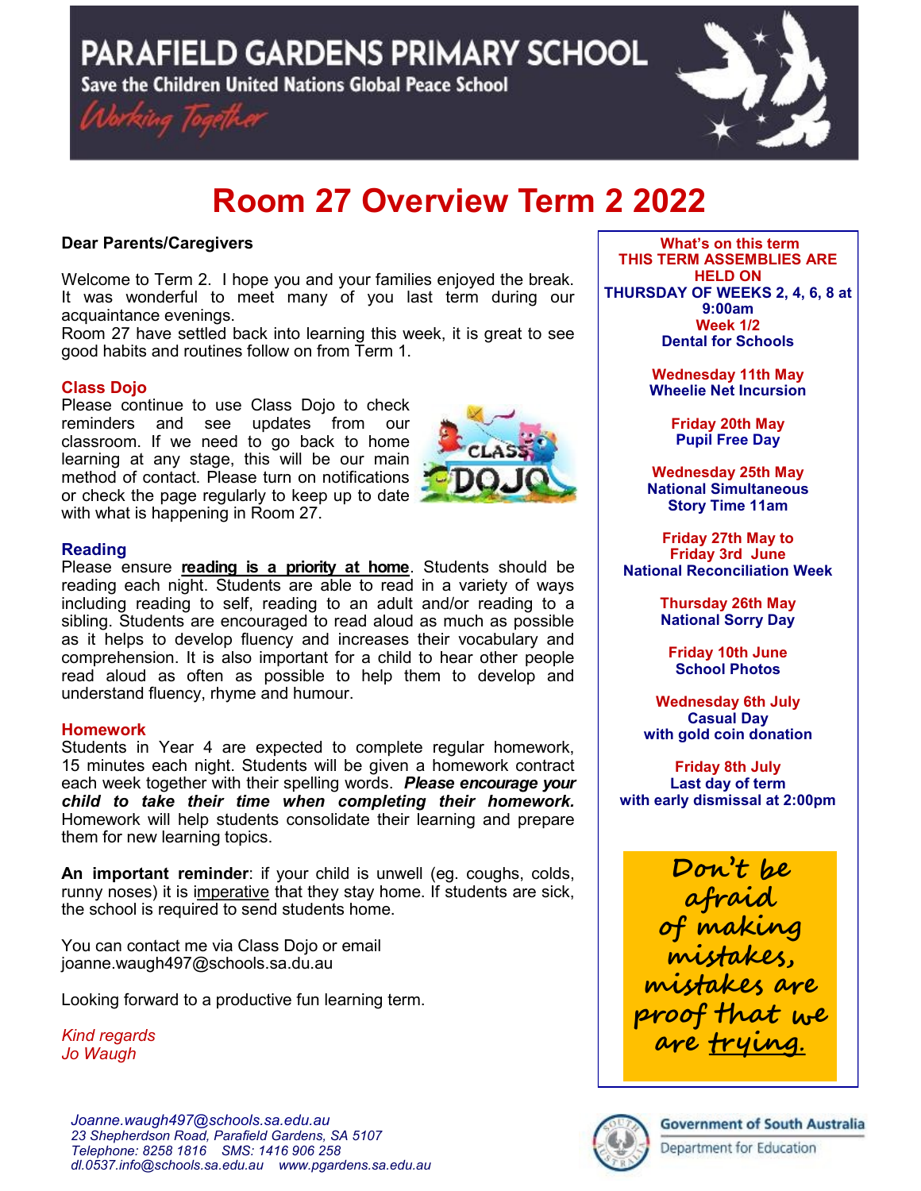# PARAFIELD GARDENS PRIMARY SCHOOL

Save the Children United Nations Global Peace School

*Working Together*

# Room 27 Overview Term 2 2022

**Dear Parents/Caregivers**

Welcome to Term 2. I hope you and your families enjoyed the break. It was wonderful to meet many of you last term during our acquaintance evenings.

Room 27 have settled back into learning this week, it is great to see good habits and routines follow on from Term 1.

## Class Dojo

Please continue to use Class Dojo to check reminders and see updates from our classroom. If we need to go back to home learning at any stage, this will be our main method of contact. Please turn on notifications or check the page regularly to keep up to date with what is happening in Room 27.

## Reading

Please ensure **reading is a priority at home**. Students should be reading each night. Students are able to read in a variety of ways including reading to self, reading to an adult and/or reading to a sibling. Students are encouraged to read aloud as much as possible as it helps to develop fluency and increases their vocabulary and comprehension. It is also important for a child to hear other people read aloud as often as possible to help them to develop and understand fluency, rhyme and humour.

## Homework

Students in Year 4 are expected to complete regular homework, 15 minutes each night. Students will be given a homework contract each week together with their spelling words. ***Please encourage your child to take their time when completing their homework.*** Homework will help students consolidate their learning and prepare them for new learning topics.

**An important reminder**: if your child is unwell (eg. coughs, colds, runny noses) it is imperative that they stay home. If students are sick, the school is required to send students home.

You can contact me via Class Dojo or email joanne.waugh497@schools.sa.du.au

Looking forward to a productive fun learning term.

*Kind regards*
*Jo Waugh*

## What's on this term

**THIS TERM ASSEMBLIES ARE HELD ON THURSDAY OF WEEKS 2, 4, 6, 8 at 9:00am**

**Week 1/2**
Dental for Schools

**Wednesday 11th May**
Wheelie Net Incursion

**Friday 20th May**
Pupil Free Day

**Wednesday 25th May**
National Simultaneous Story Time 11am

**Friday 27th May to Friday 3rd June**
National Reconciliation Week

**Thursday 26th May**
National Sorry Day

**Friday 10th June**
School Photos

**Wednesday 6th July**
Casual Day with gold coin donation

**Friday 8th July**
Last day of term with early dismissal at 2:00pm

**Don't be afraid of making mistakes, mistakes are proof that we are trying.**

*Joanne.waugh497@schools.sa.edu.au*
*23 Shepherdson Road, Parafield Gardens, SA 5107*
*Telephone: 8258 1816 SMS: 1416 906 258*
*dl.0537.info@schools.sa.edu.au www.pgardens.sa.edu.au*

Government of South Australia
Department for Education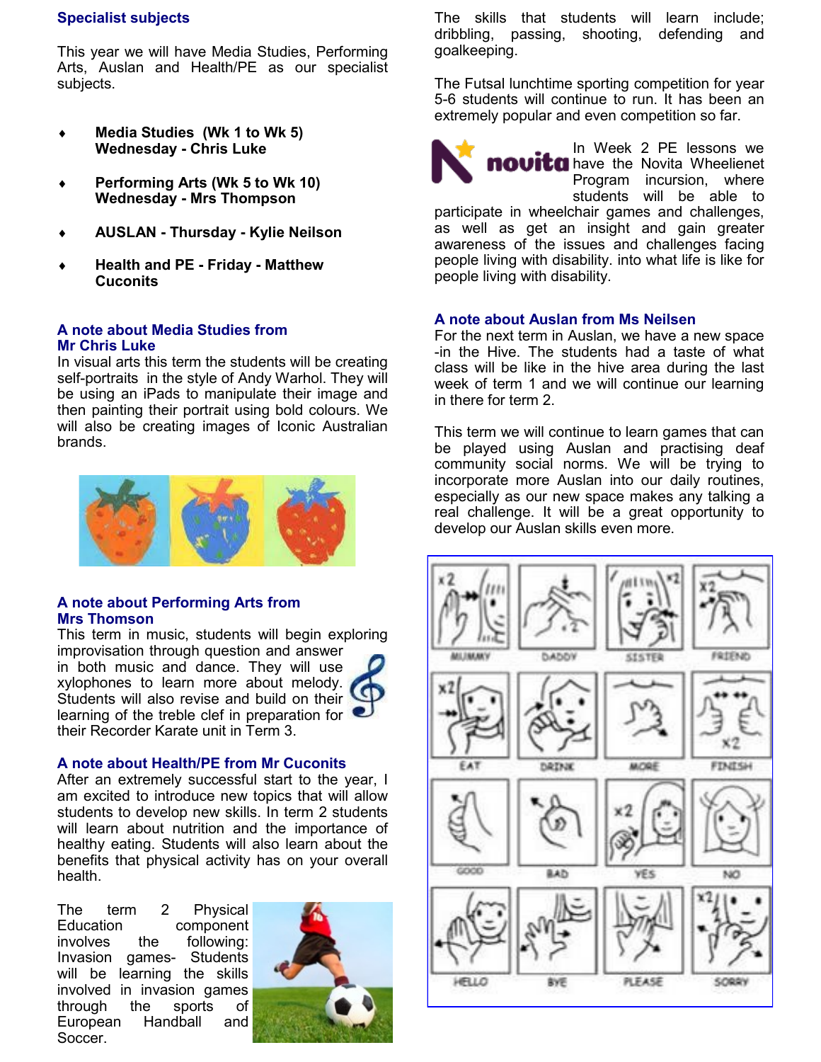## Specialist subjects

This year we will have Media Studies, Performing Arts, Auslan and Health/PE as our specialist subjects.

- **Media Studies (Wk 1 to Wk 5) Wednesday - Chris Luke**
- **Performing Arts (Wk 5 to Wk 10) Wednesday - Mrs Thompson**
- **AUSLAN - Thursday - Kylie Neilson**
- **Health and PE - Friday - Matthew Cuconits**

### A note about Media Studies from Mr Chris Luke

In visual arts this term the students will be creating self-portraits in the style of Andy Warhol. They will be using an iPads to manipulate their image and then painting their portrait using bold colours. We will also be creating images of Iconic Australian brands.

### A note about Performing Arts from Mrs Thomson

This term in music, students will begin exploring improvisation through question and answer in both music and dance. They will use xylophones to learn more about melody. Students will also revise and build on their learning of the treble clef in preparation for their Recorder Karate unit in Term 3.

### A note about Health/PE from Mr Cuconits

After an extremely successful start to the year, I am excited to introduce new topics that will allow students to develop new skills. In term 2 students will learn about nutrition and the importance of healthy eating. Students will also learn about the benefits that physical activity has on your overall health.

The term 2 Physical Education component involves the following: Invasion games- Students will be learning the skills involved in invasion games through the sports of European Handball and Soccer.

The skills that students will learn include; dribbling, passing, shooting, defending and goalkeeping.

The Futsal lunchtime sporting competition for year 5-6 students will continue to run. It has been an extremely popular and even competition so far.

In Week 2 PE lessons we have the Novita Wheelienet Program incursion, where students will be able to participate in wheelchair games and challenges, as well as get an insight and gain greater awareness of the issues and challenges facing people living with disability. into what life is like for people living with disability.

### A note about Auslan from Ms Neilsen

For the next term in Auslan, we have a new space -in the Hive. The students had a taste of what class will be like in the hive area during the last week of term 1 and we will continue our learning in there for term 2.

This term we will continue to learn games that can be played using Auslan and practising deaf community social norms. We will be trying to incorporate more Auslan into our daily routines, especially as our new space makes any talking a real challenge. It will be a great opportunity to develop our Auslan skills even more.

MUMMY, DADDY, SISTER, FRIEND, EAT, DRINK, MORE, FINISH, GOOD, BAD, YES, NO, HELLO, BYE, PLEASE, SORRY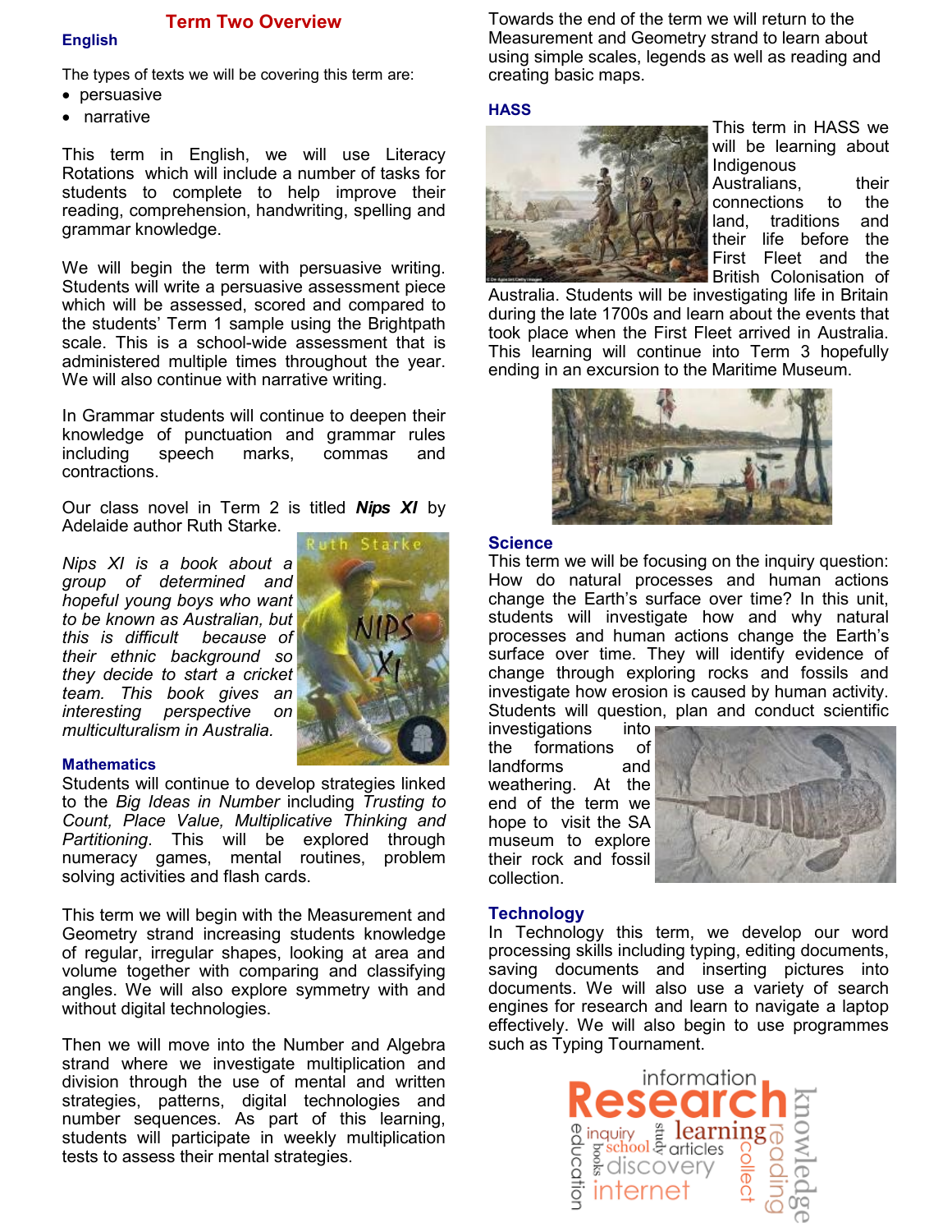# Term Two Overview

## English

The types of texts we will be covering this term are:

- persuasive
- narrative

This term in English, we will use Literacy Rotations which will include a number of tasks for students to complete to help improve their reading, comprehension, handwriting, spelling and grammar knowledge.

We will begin the term with persuasive writing. Students will write a persuasive assessment piece which will be assessed, scored and compared to the students' Term 1 sample using the Brightpath scale. This is a school-wide assessment that is administered multiple times throughout the year. We will also continue with narrative writing.

In Grammar students will continue to deepen their knowledge of punctuation and grammar rules including speech marks, commas and contractions.

Our class novel in Term 2 is titled ***Nips XI*** by Adelaide author Ruth Starke.

*Nips XI is a book about a group of determined and hopeful young boys who want to be known as Australian, but this is difficult because of their ethnic background so they decide to start a cricket team. This book gives an interesting perspective on multiculturalism in Australia.*

## Mathematics

Students will continue to develop strategies linked to the *Big Ideas in Number* including *Trusting to Count, Place Value, Multiplicative Thinking and Partitioning*. This will be explored through numeracy games, mental routines, problem solving activities and flash cards.

This term we will begin with the Measurement and Geometry strand increasing students knowledge of regular, irregular shapes, looking at area and volume together with comparing and classifying angles. We will also explore symmetry with and without digital technologies.

Then we will move into the Number and Algebra strand where we investigate multiplication and division through the use of mental and written strategies, patterns, digital technologies and number sequences. As part of this learning, students will participate in weekly multiplication tests to assess their mental strategies.

Towards the end of the term we will return to the Measurement and Geometry strand to learn about using simple scales, legends as well as reading and creating basic maps.

## HASS

This term in HASS we will be learning about Indigenous Australians, their connections to the land, traditions and their life before the First Fleet and the British Colonisation of Australia. Students will be investigating life in Britain during the late 1700s and learn about the events that took place when the First Fleet arrived in Australia. This learning will continue into Term 3 hopefully ending in an excursion to the Maritime Museum.

## Science

This term we will be focusing on the inquiry question: How do natural processes and human actions change the Earth's surface over time? In this unit, students will investigate how and why natural processes and human actions change the Earth's surface over time. They will identify evidence of change through exploring rocks and fossils and investigate how erosion is caused by human activity. Students will question, plan and conduct scientific investigations into the formations of landforms and weathering. At the end of the term we hope to visit the SA museum to explore their rock and fossil collection.

## Technology

In Technology this term, we develop our word processing skills including typing, editing documents, saving documents and inserting pictures into documents. We will also use a variety of search engines for research and learn to navigate a laptop effectively. We will also begin to use programmes such as Typing Tournament.